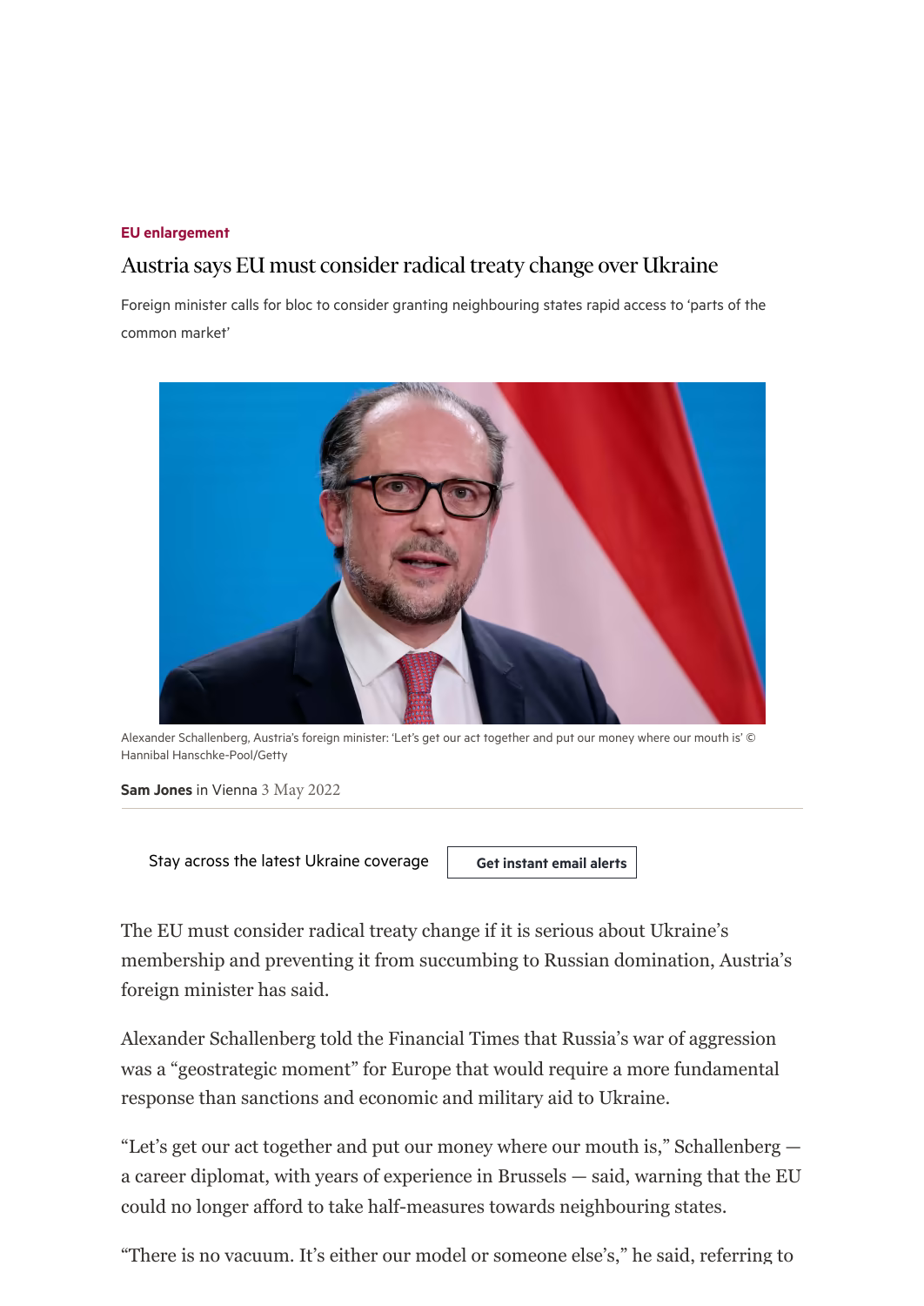**EU enlargement**

# Austria says EU must consider radical treaty change over Ukraine

Foreign minister calls for bloc to consider granting neighbouring states rapid access to 'parts of the common market'

Alexander Schallenberg, Austria's foreign minister: 'Let's get our act together and put our money where our mouth is' © Hannibal Hanschke-Pool/Getty

**Sam Jones** in Vienna 3 May 2022

Stay across the latest Ukraine coverage **Get instant email alerts**

The EU must consider radical treaty change if it is serious about Ukraine's membership and preventing it from succumbing to Russian domination, Austria's foreign minister has said.

Alexander Schallenberg told the Financial Times that Russia's war of aggression was a "geostrategic moment" for Europe that would require a more fundamental response than sanctions and economic and military aid to Ukraine.

"Let's get our act together and put our money where our mouth is," Schallenberg — a career diplomat, with years of experience in Brussels — said, warning that the EU could no longer afford to take half-measures towards neighbouring states.

"There is no vacuum. It's either our model or someone else's," he said, referring to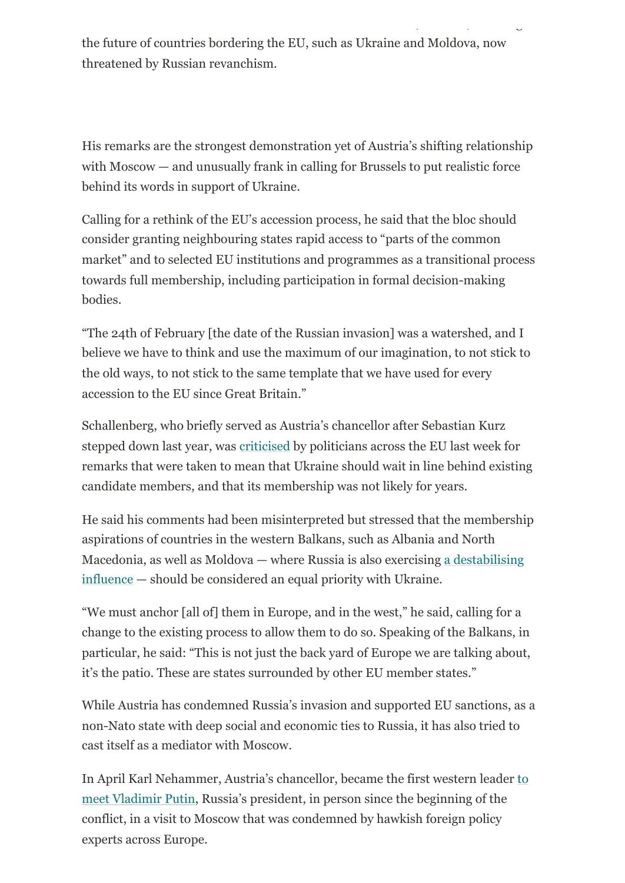the future of countries bordering the EU, such as Ukraine and Moldova, now threatened by Russian revanchism.

His remarks are the strongest demonstration yet of Austria's shifting relationship with Moscow — and unusually frank in calling for Brussels to put realistic force behind its words in support of Ukraine.

Calling for a rethink of the EU's accession process, he said that the bloc should consider granting neighbouring states rapid access to "parts of the common market" and to selected EU institutions and programmes as a transitional process towards full membership, including participation in formal decision-making bodies.

"The 24th of February [the date of the Russian invasion] was a watershed, and I believe we have to think and use the maximum of our imagination, to not stick to the old ways, to not stick to the same template that we have used for every accession to the EU since Great Britain."

Schallenberg, who briefly served as Austria's chancellor after Sebastian Kurz stepped down last year, was criticised by politicians across the EU last week for remarks that were taken to mean that Ukraine should wait in line behind existing candidate members, and that its membership was not likely for years.

He said his comments had been misinterpreted but stressed that the membership aspirations of countries in the western Balkans, such as Albania and North Macedonia, as well as Moldova — where Russia is also exercising a destabilising influence — should be considered an equal priority with Ukraine.

"We must anchor [all of] them in Europe, and in the west," he said, calling for a change to the existing process to allow them to do so. Speaking of the Balkans, in particular, he said: "This is not just the back yard of Europe we are talking about, it's the patio. These are states surrounded by other EU member states."

While Austria has condemned Russia's invasion and supported EU sanctions, as a non-Nato state with deep social and economic ties to Russia, it has also tried to cast itself as a mediator with Moscow.

In April Karl Nehammer, Austria's chancellor, became the first western leader to meet Vladimir Putin, Russia's president, in person since the beginning of the conflict, in a visit to Moscow that was condemned by hawkish foreign policy experts across Europe.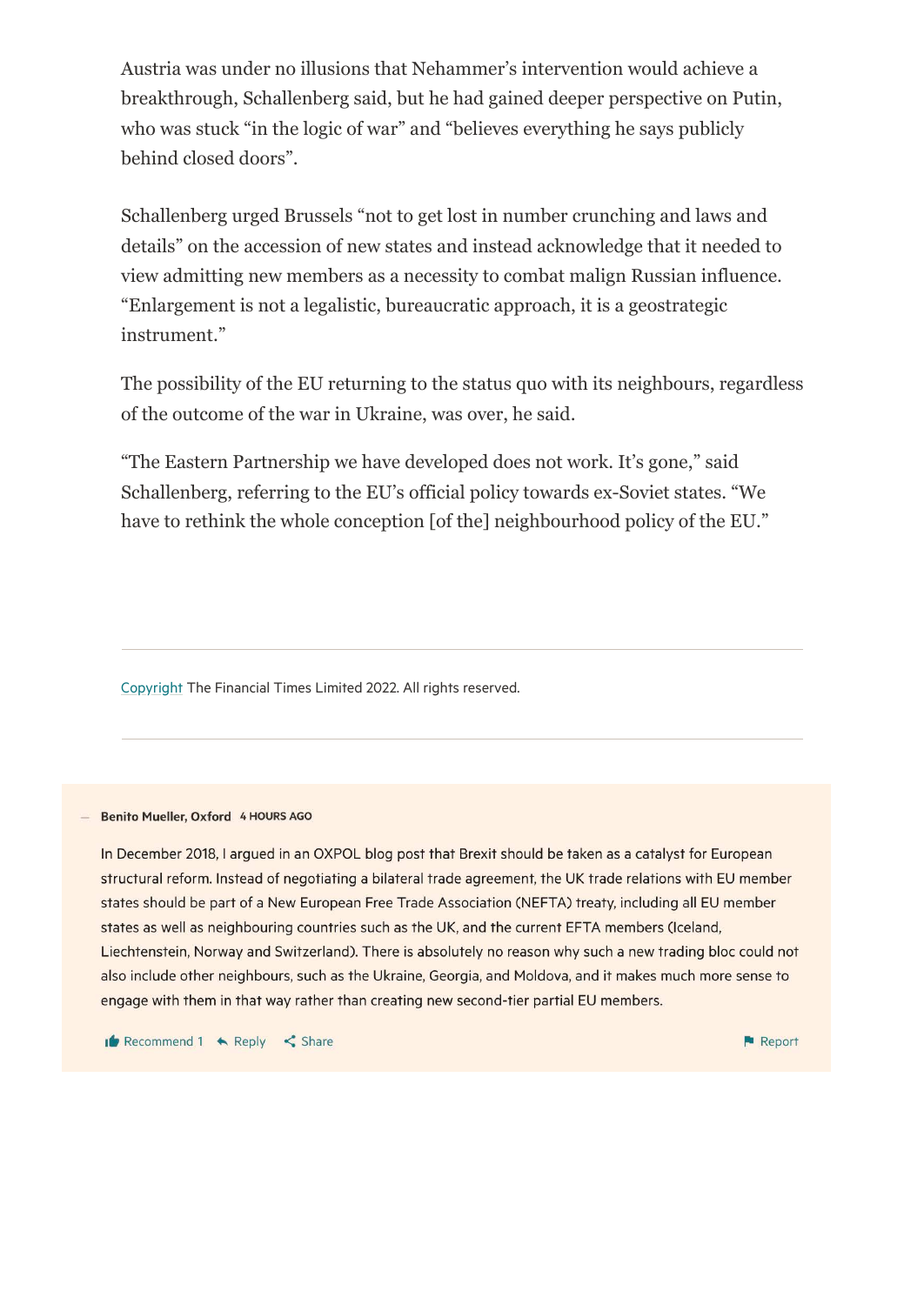Austria was under no illusions that Nehammer's intervention would achieve a breakthrough, Schallenberg said, but he had gained deeper perspective on Putin, who was stuck "in the logic of war" and "believes everything he says publicly behind closed doors".

Schallenberg urged Brussels "not to get lost in number crunching and laws and details" on the accession of new states and instead acknowledge that it needed to view admitting new members as a necessity to combat malign Russian influence. "Enlargement is not a legalistic, bureaucratic approach, it is a geostrategic instrument."

The possibility of the EU returning to the status quo with its neighbours, regardless of the outcome of the war in Ukraine, was over, he said.

"The Eastern Partnership we have developed does not work. It's gone," said Schallenberg, referring to the EU's official policy towards ex-Soviet states. "We have to rethink the whole conception [of the] neighbourhood policy of the EU."

---

Copyright The Financial Times Limited 2022. All rights reserved.

---

**Benito Mueller, Oxford** 4 HOURS AGO

In December 2018, I argued in an OXPOL blog post that Brexit should be taken as a catalyst for European structural reform. Instead of negotiating a bilateral trade agreement, the UK trade relations with EU member states should be part of a New European Free Trade Association (NEFTA) treaty, including all EU member states as well as neighbouring countries such as the UK, and the current EFTA members (Iceland, Liechtenstein, Norway and Switzerland). There is absolutely no reason why such a new trading bloc could not also include other neighbours, such as the Ukraine, Georgia, and Moldova, and it makes much more sense to engage with them in that way rather than creating new second-tier partial EU members.

Recommend 1 Reply Share Report